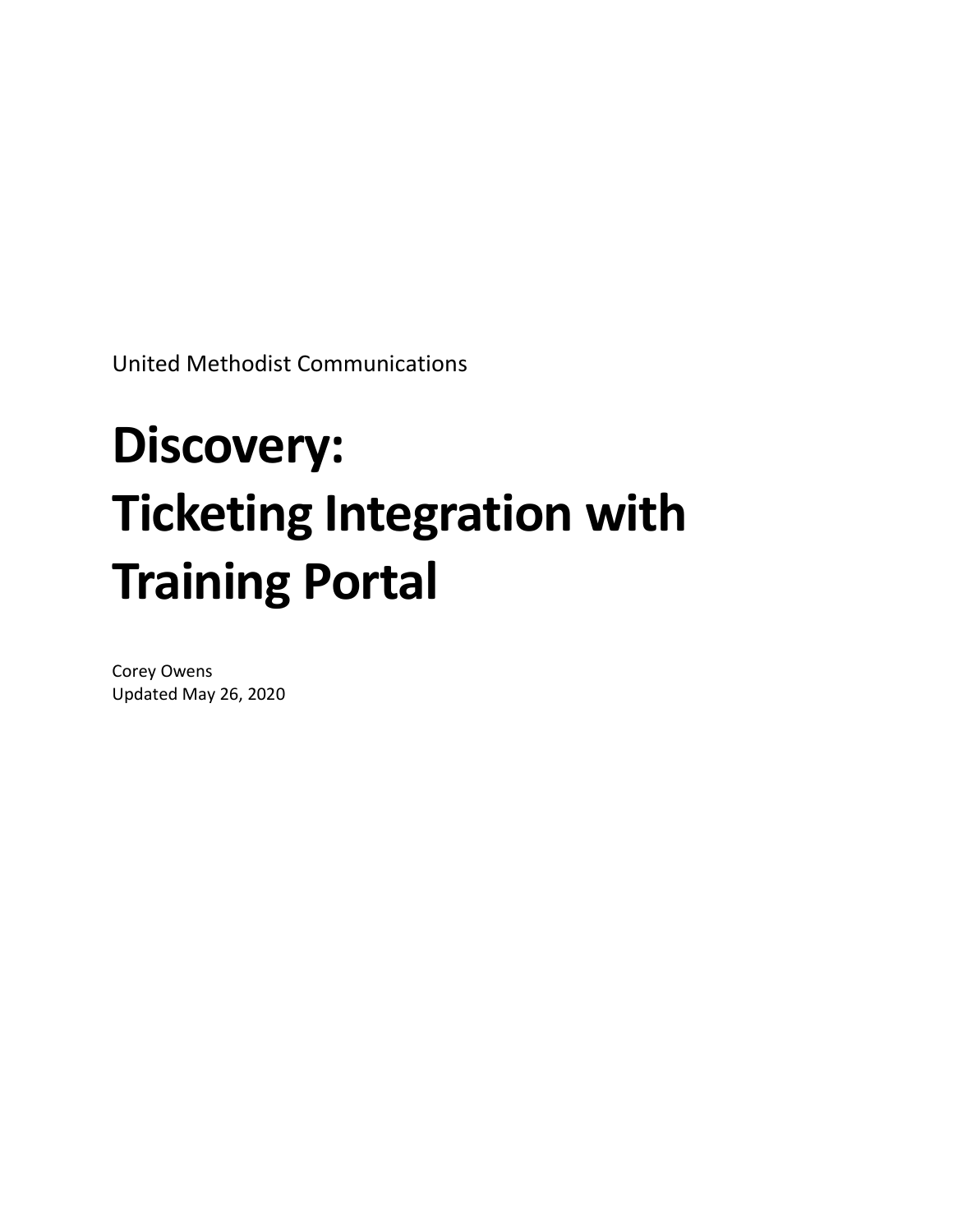United Methodist Communications

# Discovery: Ticketing Integration with Training Portal

Corey Owens
Updated May 26, 2020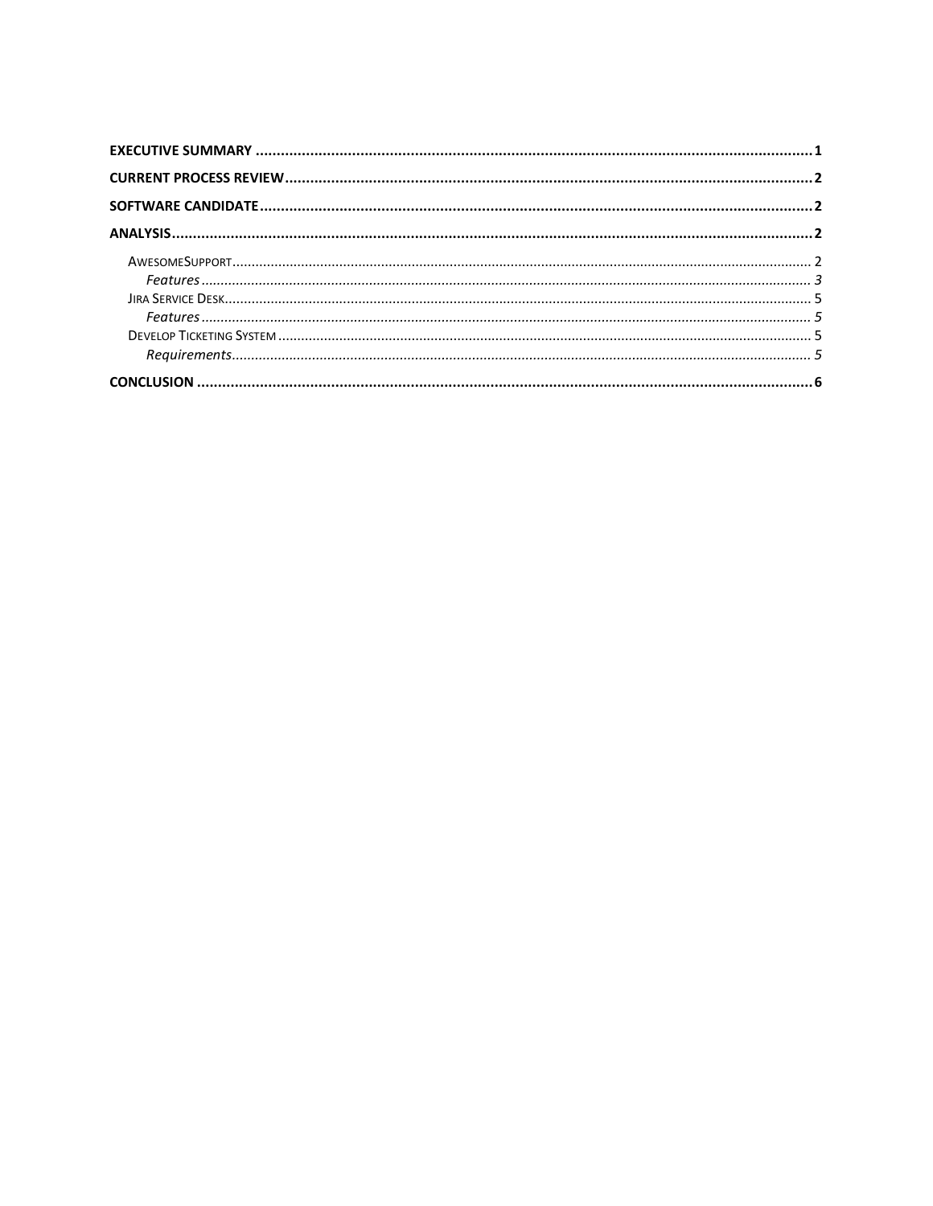**EXECUTIVE SUMMARY** .......... **1**

**CURRENT PROCESS REVIEW** .......... **2**

**SOFTWARE CANDIDATE** .......... **2**

**ANALYSIS** .......... **2**

- AWESOMESUPPORT .......... 2
  - *Features* .......... *3*
- JIRA SERVICE DESK .......... 5
  - *Features* .......... *5*
- DEVELOP TICKETING SYSTEM .......... 5
  - *Requirements* .......... *5*

**CONCLUSION** .......... **6**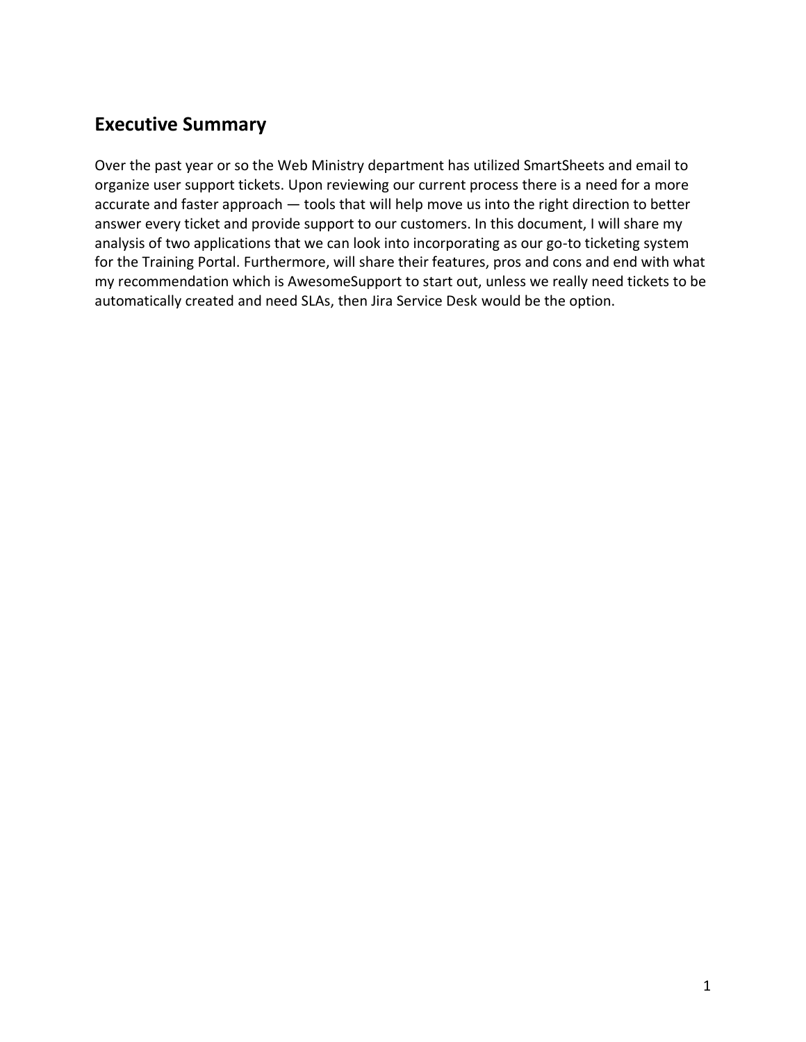## Executive Summary

Over the past year or so the Web Ministry department has utilized SmartSheets and email to organize user support tickets. Upon reviewing our current process there is a need for a more accurate and faster approach — tools that will help move us into the right direction to better answer every ticket and provide support to our customers. In this document, I will share my analysis of two applications that we can look into incorporating as our go-to ticketing system for the Training Portal. Furthermore, will share their features, pros and cons and end with what my recommendation which is AwesomeSupport to start out, unless we really need tickets to be automatically created and need SLAs, then Jira Service Desk would be the option.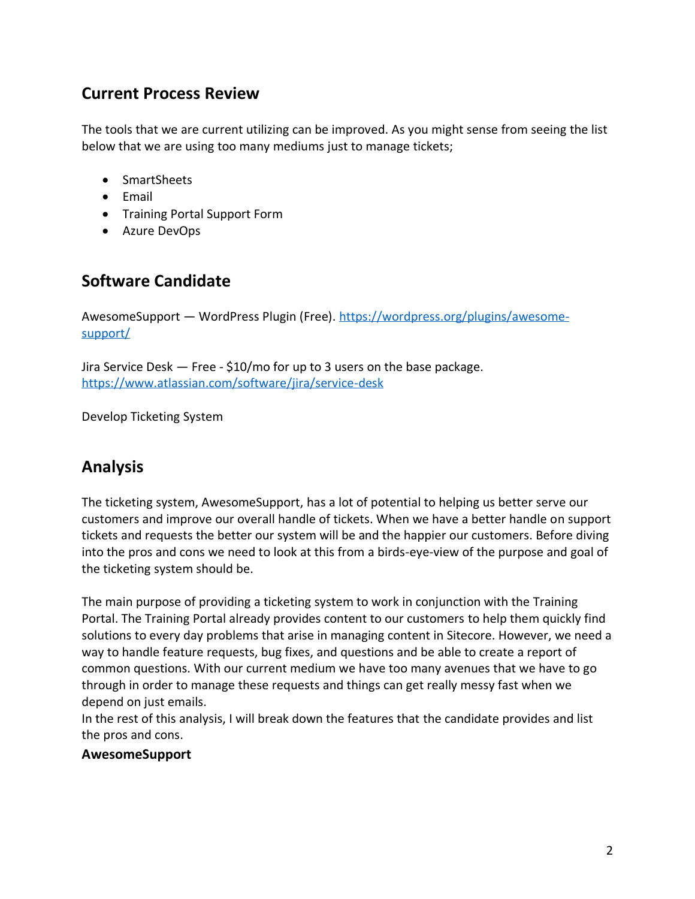## Current Process Review

The tools that we are current utilizing can be improved. As you might sense from seeing the list below that we are using too many mediums just to manage tickets;

- SmartSheets
- Email
- Training Portal Support Form
- Azure DevOps

## Software Candidate

AwesomeSupport — WordPress Plugin (Free). [https://wordpress.org/plugins/awesome-support/](https://wordpress.org/plugins/awesome-support/)

Jira Service Desk — Free - $10/mo for up to 3 users on the base package. [https://www.atlassian.com/software/jira/service-desk](https://www.atlassian.com/software/jira/service-desk)

Develop Ticketing System

## Analysis

The ticketing system, AwesomeSupport, has a lot of potential to helping us better serve our customers and improve our overall handle of tickets. When we have a better handle on support tickets and requests the better our system will be and the happier our customers. Before diving into the pros and cons we need to look at this from a birds-eye-view of the purpose and goal of the ticketing system should be.

The main purpose of providing a ticketing system to work in conjunction with the Training Portal. The Training Portal already provides content to our customers to help them quickly find solutions to every day problems that arise in managing content in Sitecore. However, we need a way to handle feature requests, bug fixes, and questions and be able to create a report of common questions. With our current medium we have too many avenues that we have to go through in order to manage these requests and things can get really messy fast when we depend on just emails.
In the rest of this analysis, I will break down the features that the candidate provides and list the pros and cons.

**AwesomeSupport**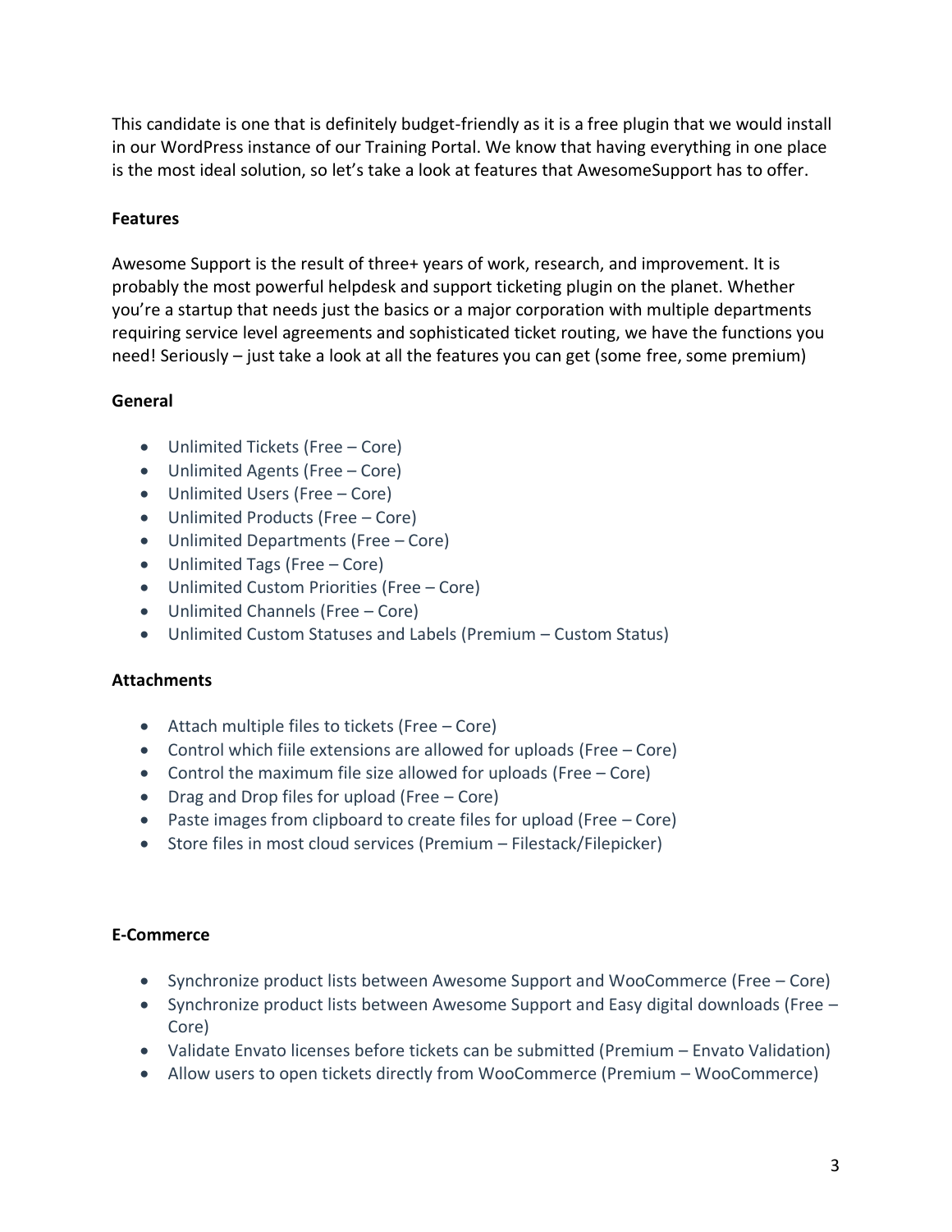This candidate is one that is definitely budget-friendly as it is a free plugin that we would install in our WordPress instance of our Training Portal. We know that having everything in one place is the most ideal solution, so let's take a look at features that AwesomeSupport has to offer.

**Features**

Awesome Support is the result of three+ years of work, research, and improvement. It is probably the most powerful helpdesk and support ticketing plugin on the planet. Whether you're a startup that needs just the basics or a major corporation with multiple departments requiring service level agreements and sophisticated ticket routing, we have the functions you need! Seriously – just take a look at all the features you can get (some free, some premium)

**General**

- Unlimited Tickets (Free – Core)
- Unlimited Agents (Free – Core)
- Unlimited Users (Free – Core)
- Unlimited Products (Free – Core)
- Unlimited Departments (Free – Core)
- Unlimited Tags (Free – Core)
- Unlimited Custom Priorities (Free – Core)
- Unlimited Channels (Free – Core)
- Unlimited Custom Statuses and Labels (Premium – Custom Status)

**Attachments**

- Attach multiple files to tickets (Free – Core)
- Control which fiile extensions are allowed for uploads (Free – Core)
- Control the maximum file size allowed for uploads (Free – Core)
- Drag and Drop files for upload (Free – Core)
- Paste images from clipboard to create files for upload (Free – Core)
- Store files in most cloud services (Premium – Filestack/Filepicker)

**E-Commerce**

- Synchronize product lists between Awesome Support and WooCommerce (Free – Core)
- Synchronize product lists between Awesome Support and Easy digital downloads (Free – Core)
- Validate Envato licenses before tickets can be submitted (Premium – Envato Validation)
- Allow users to open tickets directly from WooCommerce (Premium – WooCommerce)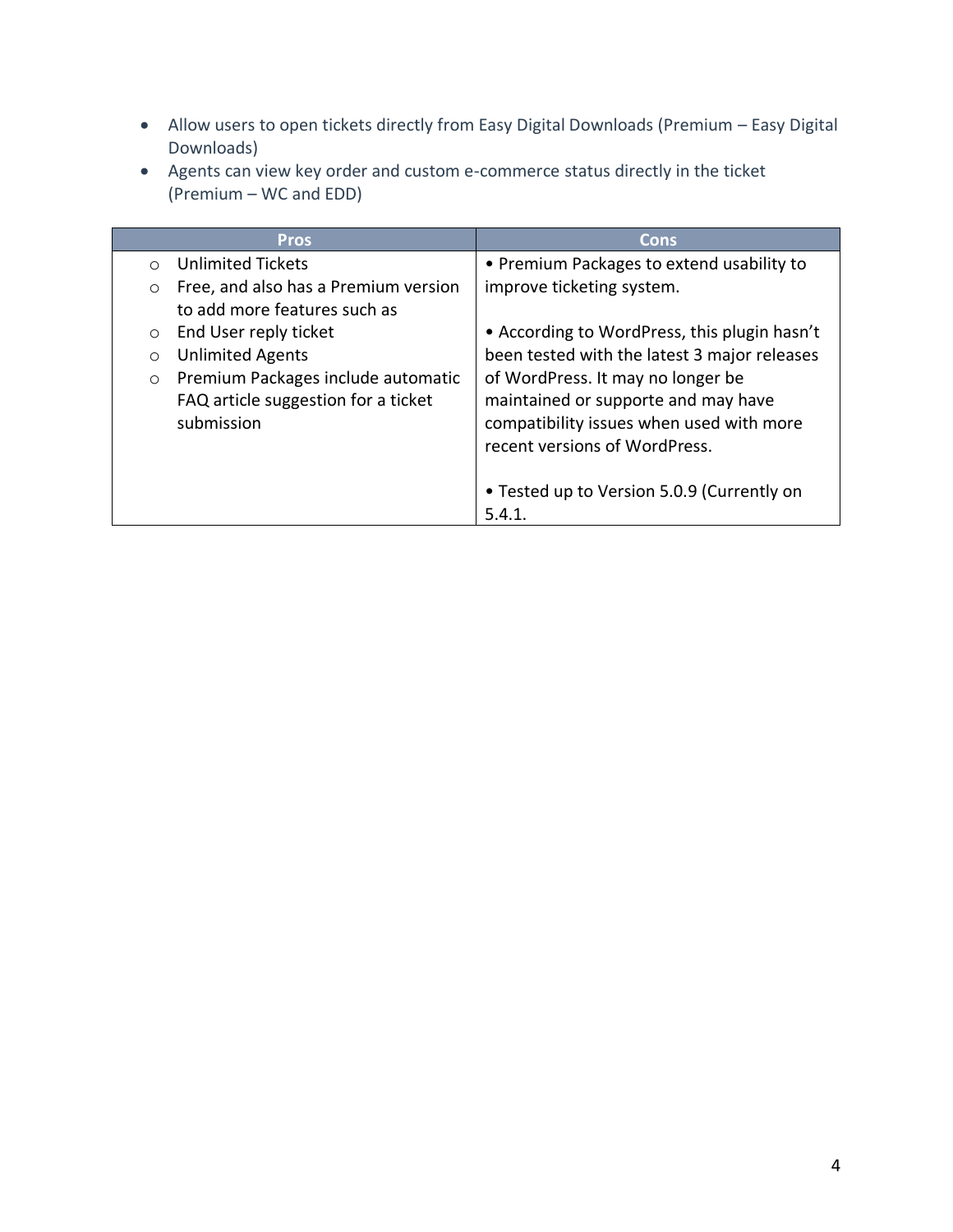- Allow users to open tickets directly from Easy Digital Downloads (Premium – Easy Digital Downloads)
- Agents can view key order and custom e-commerce status directly in the ticket (Premium – WC and EDD)

| Pros | Cons |
|---|---|
| ○ Unlimited Tickets<br>○ Free, and also has a Premium version to add more features such as<br>○ End User reply ticket<br>○ Unlimited Agents<br>○ Premium Packages include automatic FAQ article suggestion for a ticket submission | • Premium Packages to extend usability to improve ticketing system.<br><br>• According to WordPress, this plugin hasn't been tested with the latest 3 major releases of WordPress. It may no longer be maintained or supporte and may have compatibility issues when used with more recent versions of WordPress.<br><br>• Tested up to Version 5.0.9 (Currently on 5.4.1. |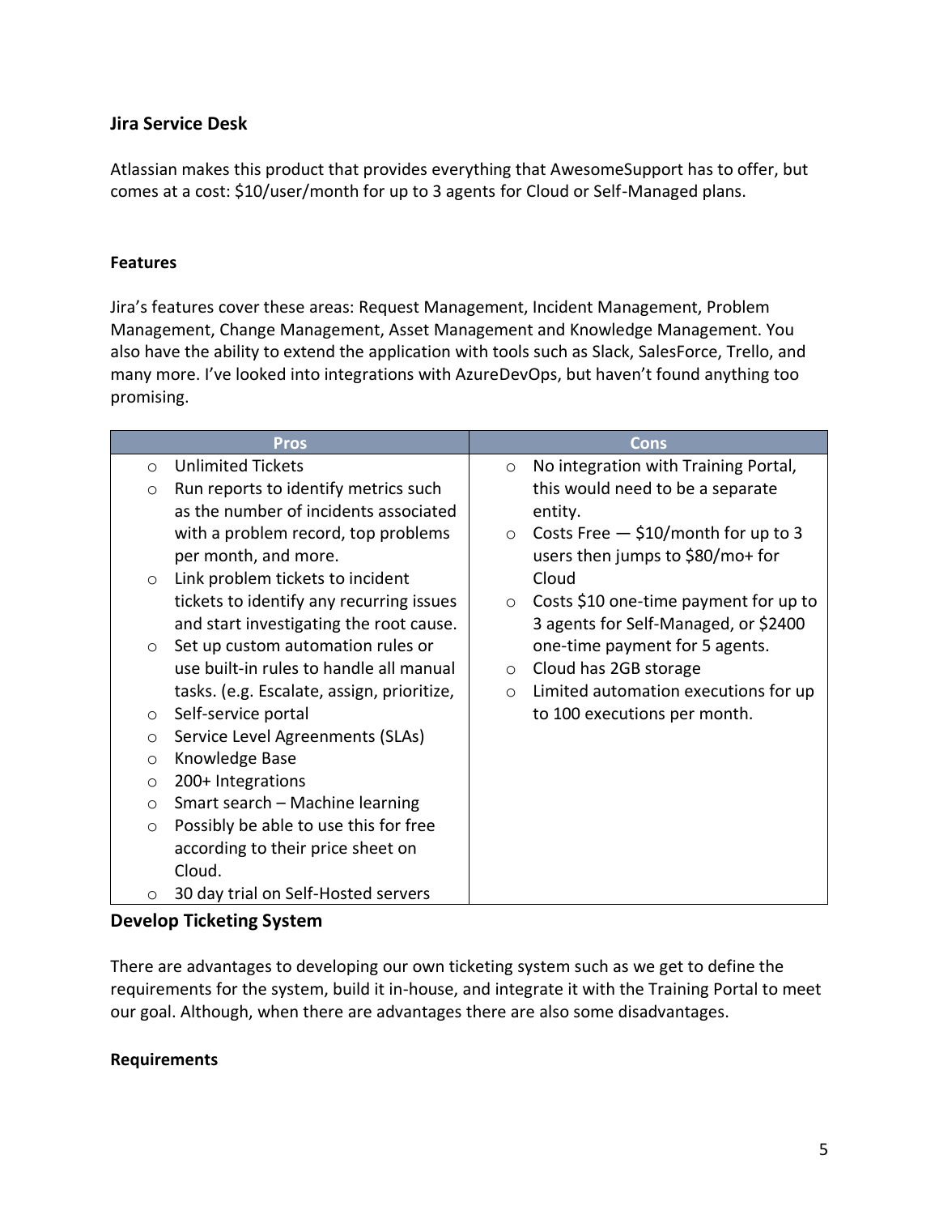### Jira Service Desk

Atlassian makes this product that provides everything that AwesomeSupport has to offer, but comes at a cost: $10/user/month for up to 3 agents for Cloud or Self-Managed plans.

#### Features

Jira's features cover these areas: Request Management, Incident Management, Problem Management, Change Management, Asset Management and Knowledge Management. You also have the ability to extend the application with tools such as Slack, SalesForce, Trello, and many more. I've looked into integrations with AzureDevOps, but haven't found anything too promising.

| Pros | Cons |
|---|---|
| ○ Unlimited Tickets<br>○ Run reports to identify metrics such as the number of incidents associated with a problem record, top problems per month, and more.<br>○ Link problem tickets to incident tickets to identify any recurring issues and start investigating the root cause.<br>○ Set up custom automation rules or use built-in rules to handle all manual tasks. (e.g. Escalate, assign, prioritize,<br>○ Self-service portal<br>○ Service Level Agreements (SLAs)<br>○ Knowledge Base<br>○ 200+ Integrations<br>○ Smart search – Machine learning<br>○ Possibly be able to use this for free according to their price sheet on Cloud.<br>○ 30 day trial on Self-Hosted servers | ○ No integration with Training Portal, this would need to be a separate entity.<br>○ Costs Free — $10/month for up to 3 users then jumps to $80/mo+ for Cloud<br>○ Costs $10 one-time payment for up to 3 agents for Self-Managed, or $2400 one-time payment for 5 agents.<br>○ Cloud has 2GB storage<br>○ Limited automation executions for up to 100 executions per month. |

### Develop Ticketing System

There are advantages to developing our own ticketing system such as we get to define the requirements for the system, build it in-house, and integrate it with the Training Portal to meet our goal. Although, when there are advantages there are also some disadvantages.

#### Requirements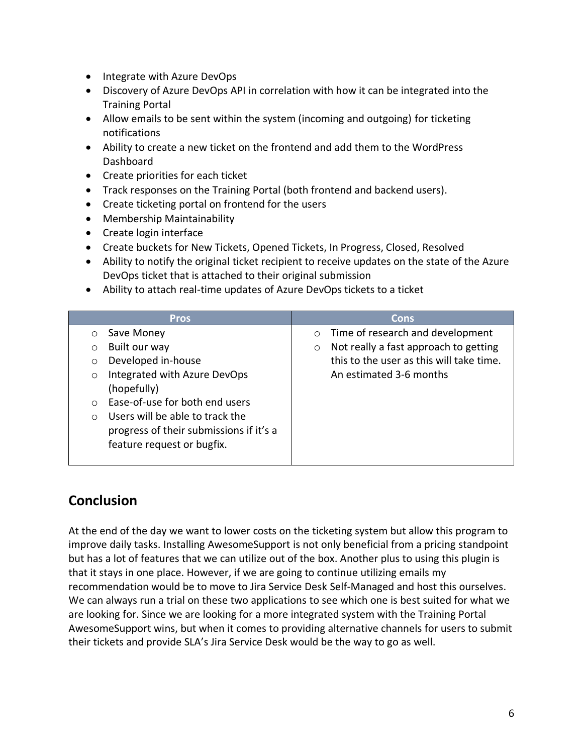- Integrate with Azure DevOps
- Discovery of Azure DevOps API in correlation with how it can be integrated into the Training Portal
- Allow emails to be sent within the system (incoming and outgoing) for ticketing notifications
- Ability to create a new ticket on the frontend and add them to the WordPress Dashboard
- Create priorities for each ticket
- Track responses on the Training Portal (both frontend and backend users).
- Create ticketing portal on frontend for the users
- Membership Maintainability
- Create login interface
- Create buckets for New Tickets, Opened Tickets, In Progress, Closed, Resolved
- Ability to notify the original ticket recipient to receive updates on the state of the Azure DevOps ticket that is attached to their original submission
- Ability to attach real-time updates of Azure DevOps tickets to a ticket

| Pros | Cons |
|---|---|
| ○ Save Money<br>○ Built our way<br>○ Developed in-house<br>○ Integrated with Azure DevOps (hopefully)<br>○ Ease-of-use for both end users<br>○ Users will be able to track the progress of their submissions if it's a feature request or bugfix. | ○ Time of research and development<br>○ Not really a fast approach to getting this to the user as this will take time. An estimated 3-6 months |

## Conclusion

At the end of the day we want to lower costs on the ticketing system but allow this program to improve daily tasks. Installing AwesomeSupport is not only beneficial from a pricing standpoint but has a lot of features that we can utilize out of the box. Another plus to using this plugin is that it stays in one place. However, if we are going to continue utilizing emails my recommendation would be to move to Jira Service Desk Self-Managed and host this ourselves. We can always run a trial on these two applications to see which one is best suited for what we are looking for. Since we are looking for a more integrated system with the Training Portal AwesomeSupport wins, but when it comes to providing alternative channels for users to submit their tickets and provide SLA's Jira Service Desk would be the way to go as well.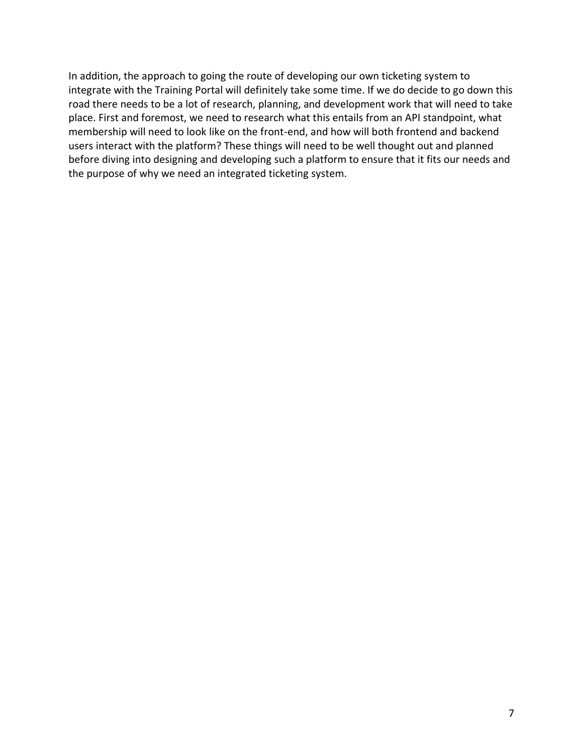In addition, the approach to going the route of developing our own ticketing system to integrate with the Training Portal will definitely take some time. If we do decide to go down this road there needs to be a lot of research, planning, and development work that will need to take place. First and foremost, we need to research what this entails from an API standpoint, what membership will need to look like on the front-end, and how will both frontend and backend users interact with the platform? These things will need to be well thought out and planned before diving into designing and developing such a platform to ensure that it fits our needs and the purpose of why we need an integrated ticketing system.